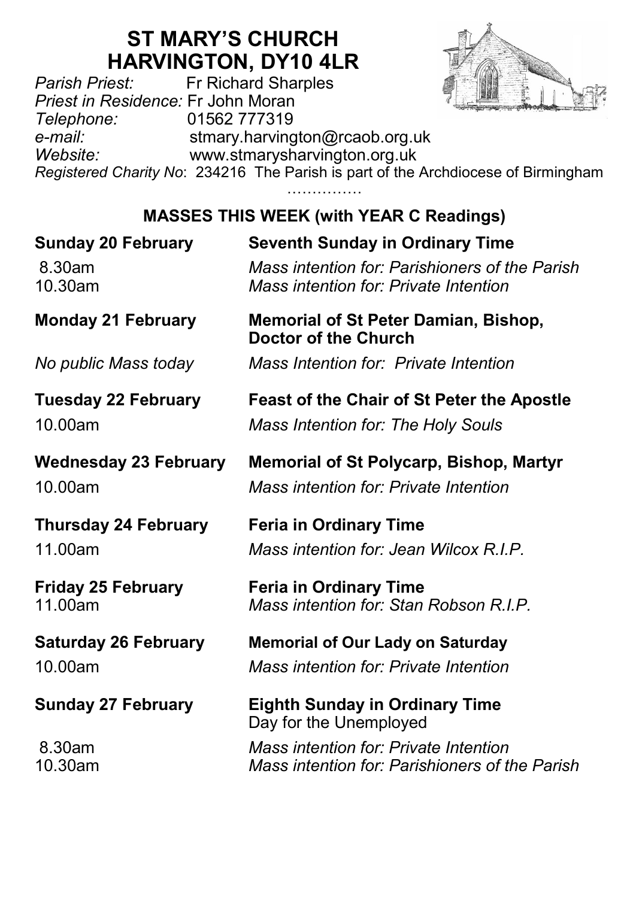# ST MARY'S CHURCH
# HARVINGTON, DY10 4LR

*Parish Priest:* Fr Richard Sharples
*Priest in Residence:* Fr John Moran
*Telephone:* 01562 777319
*e-mail:* stmary.harvington@rcaob.org.uk
*Website:* www.stmarysharvington.org.uk
*Registered Charity No*: 234216 The Parish is part of the Archdiocese of Birmingham

……………

## MASSES THIS WEEK (with YEAR C Readings)

**Sunday 20 February** — **Seventh Sunday in Ordinary Time**

8.30am — *Mass intention for: Parishioners of the Parish*
10.30am — *Mass intention for: Private Intention*

**Monday 21 February** — **Memorial of St Peter Damian, Bishop, Doctor of the Church**

*No public Mass today* — *Mass Intention for: Private Intention*

**Tuesday 22 February** — **Feast of the Chair of St Peter the Apostle**

10.00am — *Mass Intention for: The Holy Souls*

**Wednesday 23 February** — **Memorial of St Polycarp, Bishop, Martyr**

10.00am — *Mass intention for: Private Intention*

**Thursday 24 February** — **Feria in Ordinary Time**

11.00am — *Mass intention for: Jean Wilcox R.I.P.*

**Friday 25 February** — **Feria in Ordinary Time**

11.00am — *Mass intention for: Stan Robson R.I.P.*

**Saturday 26 February** — **Memorial of Our Lady on Saturday**

10.00am — *Mass intention for: Private Intention*

**Sunday 27 February** — **Eighth Sunday in Ordinary Time**
Day for the Unemployed

8.30am — *Mass intention for: Private Intention*
10.30am — *Mass intention for: Parishioners of the Parish*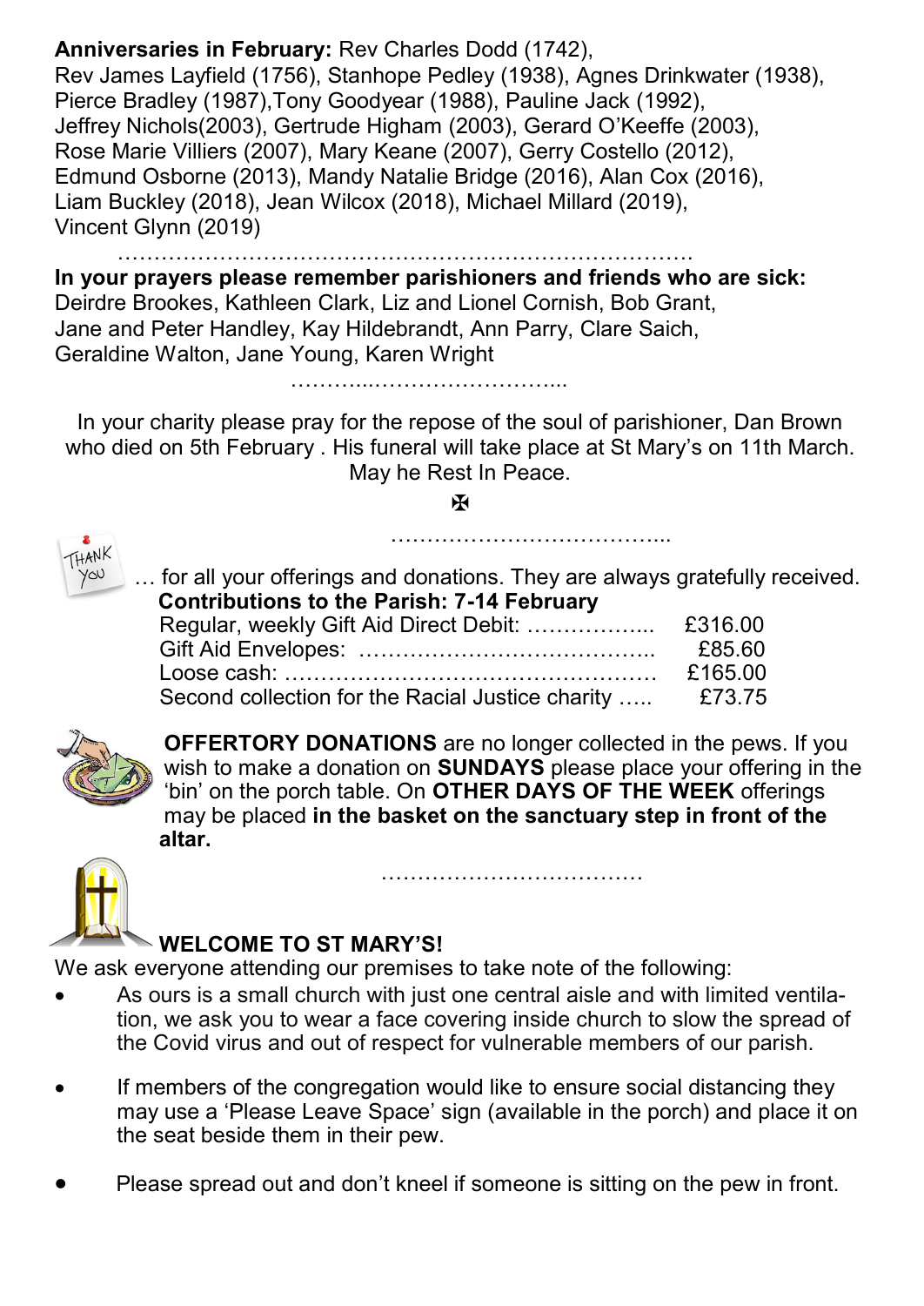**Anniversaries in February:** Rev Charles Dodd (1742), Rev James Layfield (1756), Stanhope Pedley (1938), Agnes Drinkwater (1938), Pierce Bradley (1987), Tony Goodyear (1988), Pauline Jack (1992), Jeffrey Nichols(2003), Gertrude Higham (2003), Gerard O'Keeffe (2003), Rose Marie Villiers (2007), Mary Keane (2007), Gerry Costello (2012), Edmund Osborne (2013), Mandy Natalie Bridge (2016), Alan Cox (2016), Liam Buckley (2018), Jean Wilcox (2018), Michael Millard (2019), Vincent Glynn (2019)

……………………………………………………………………….

**In your prayers please remember parishioners and friends who are sick:** Deirdre Brookes, Kathleen Clark, Liz and Lionel Cornish, Bob Grant, Jane and Peter Handley, Kay Hildebrandt, Ann Parry, Clare Saich, Geraldine Walton, Jane Young, Karen Wright

………...……………………...

In your charity please pray for the repose of the soul of parishioner, Dan Brown who died on 5th February . His funeral will take place at St Mary's on 11th March. May he Rest In Peace.

✠

………………………………...

… for all your offerings and donations. They are always gratefully received.

**Contributions to the Parish: 7-14 February**

| | |
|---|---|
| Regular, weekly Gift Aid Direct Debit: …………….... | £316.00 |
| Gift Aid Envelopes: ………………………………….. | £85.60 |
| Loose cash: …………………………………………… | £165.00 |
| Second collection for the Racial Justice charity ….. | £73.75 |

**OFFERTORY DONATIONS** are no longer collected in the pews. If you wish to make a donation on **SUNDAYS** please place your offering in the 'bin' on the porch table. On **OTHER DAYS OF THE WEEK** offerings may be placed **in the basket on the sanctuary step in front of the altar.**

………………………………

**WELCOME TO ST MARY'S!**

We ask everyone attending our premises to take note of the following:

- As ours is a small church with just one central aisle and with limited ventilation, we ask you to wear a face covering inside church to slow the spread of the Covid virus and out of respect for vulnerable members of our parish.
- If members of the congregation would like to ensure social distancing they may use a 'Please Leave Space' sign (available in the porch) and place it on the seat beside them in their pew.
- Please spread out and don't kneel if someone is sitting on the pew in front.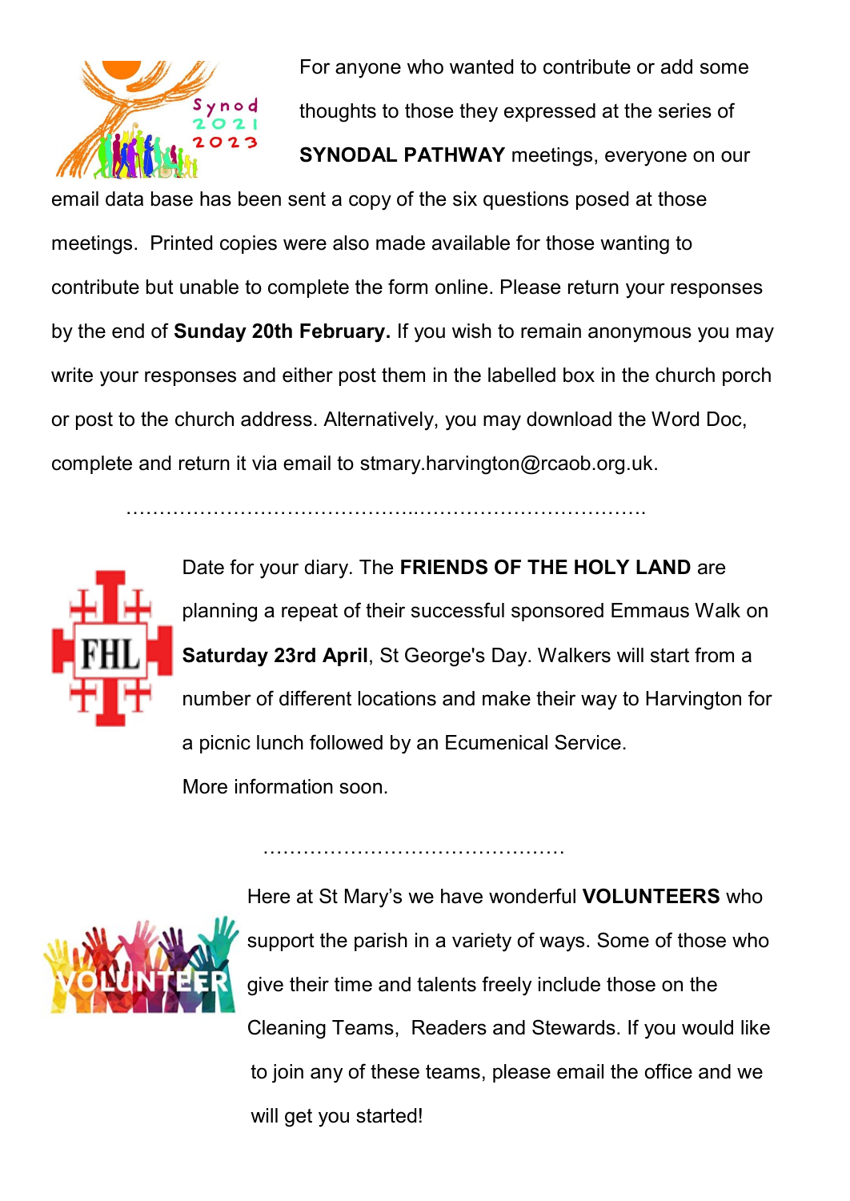For anyone who wanted to contribute or add some thoughts to those they expressed at the series of **SYNODAL PATHWAY** meetings, everyone on our email data base has been sent a copy of the six questions posed at those meetings. Printed copies were also made available for those wanting to contribute but unable to complete the form online. Please return your responses by the end of **Sunday 20th February.** If you wish to remain anonymous you may write your responses and either post them in the labelled box in the church porch or post to the church address. Alternatively, you may download the Word Doc, complete and return it via email to stmary.harvington@rcaob.org.uk.

……………………………………..……………………………

Date for your diary. The **FRIENDS OF THE HOLY LAND** are planning a repeat of their successful sponsored Emmaus Walk on **Saturday 23rd April**, St George's Day. Walkers will start from a number of different locations and make their way to Harvington for a picnic lunch followed by an Ecumenical Service.

More information soon.

………………………………………

Here at St Mary's we have wonderful **VOLUNTEERS** who support the parish in a variety of ways. Some of those who give their time and talents freely include those on the Cleaning Teams, Readers and Stewards. If you would like to join any of these teams, please email the office and we will get you started!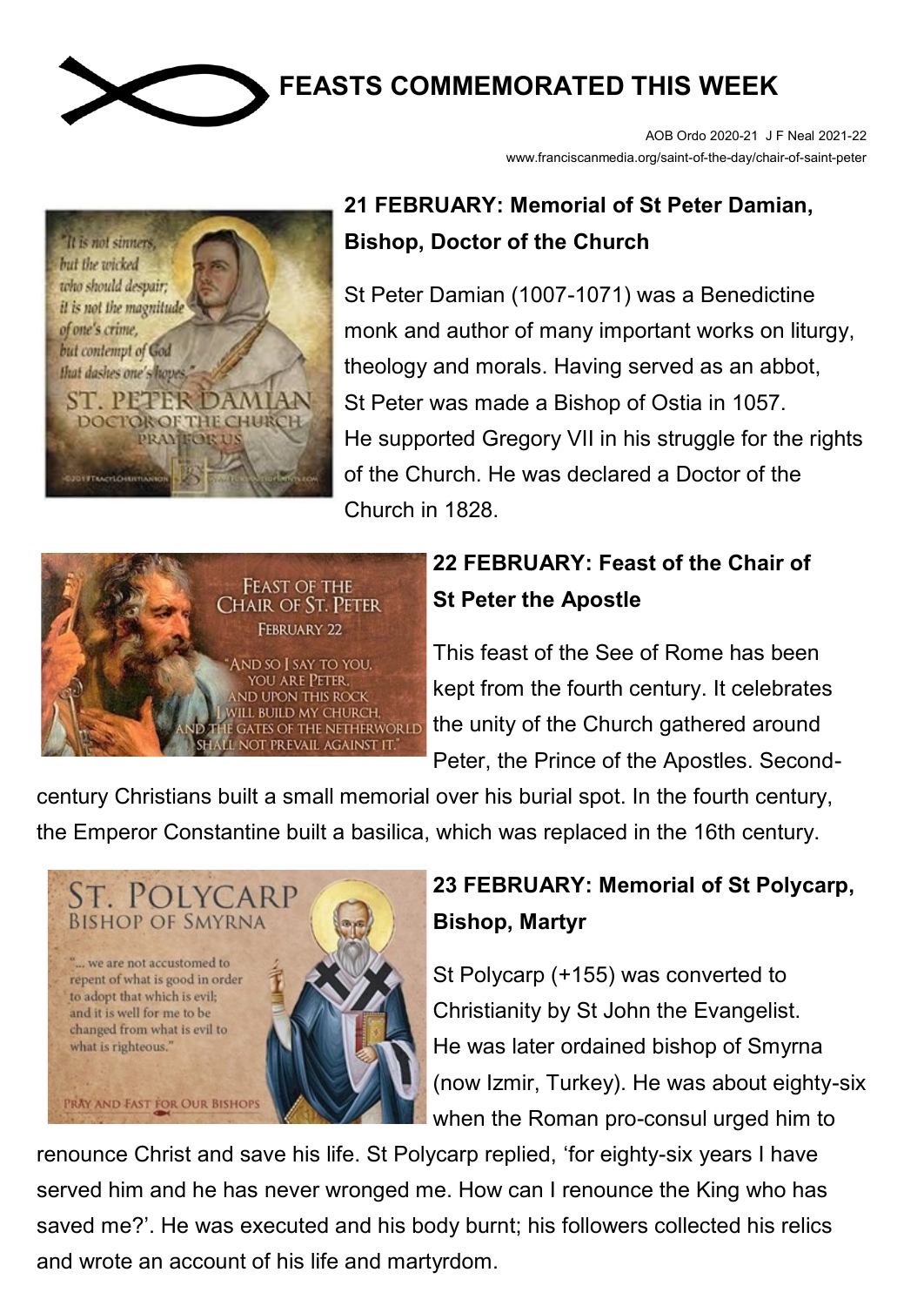# FEASTS COMMEMORATED THIS WEEK

AOB Ordo 2020-21 J F Neal 2021-22
www.franciscanmedia.org/saint-of-the-day/chair-of-saint-peter

## 21 FEBRUARY: Memorial of St Peter Damian, Bishop, Doctor of the Church

St Peter Damian (1007-1071) was a Benedictine monk and author of many important works on liturgy, theology and morals. Having served as an abbot, St Peter was made a Bishop of Ostia in 1057. He supported Gregory VII in his struggle for the rights of the Church. He was declared a Doctor of the Church in 1828.

## 22 FEBRUARY: Feast of the Chair of St Peter the Apostle

This feast of the See of Rome has been kept from the fourth century. It celebrates the unity of the Church gathered around Peter, the Prince of the Apostles. Second-century Christians built a small memorial over his burial spot. In the fourth century, the Emperor Constantine built a basilica, which was replaced in the 16th century.

## 23 FEBRUARY: Memorial of St Polycarp, Bishop, Martyr

St Polycarp (+155) was converted to Christianity by St John the Evangelist. He was later ordained bishop of Smyrna (now Izmir, Turkey). He was about eighty-six when the Roman pro-consul urged him to renounce Christ and save his life. St Polycarp replied, 'for eighty-six years I have served him and he has never wronged me. How can I renounce the King who has saved me?'. He was executed and his body burnt; his followers collected his relics and wrote an account of his life and martyrdom.